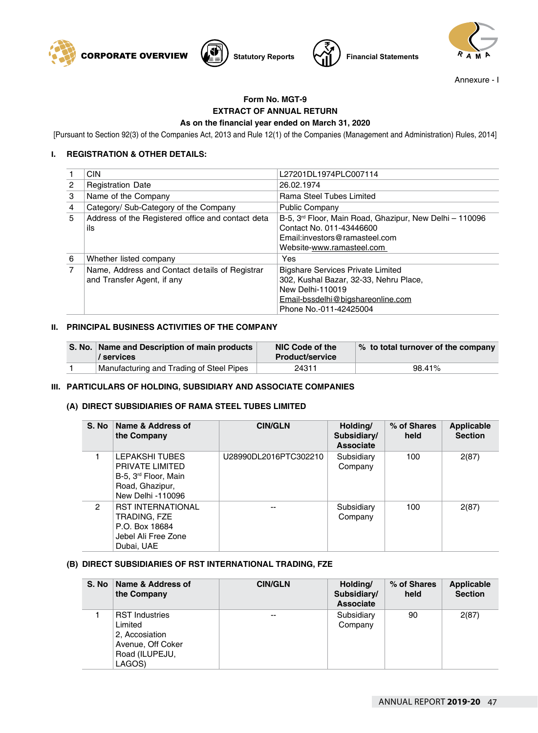Annexure - I

**Form No. MGT-9**

**EXTRACT OF ANNUAL RETURN**

**As on the financial year ended on March 31, 2020**

[Pursuant to Section 92(3) of the Companies Act, 2013 and Rule 12(1) of the Companies (Management and Administration) Rules, 2014]

## I. REGISTRATION & OTHER DETAILS:

| | | |
|---|---|---|
| 1 | CIN | L27201DL1974PLC007114 |
| 2 | Registration Date | 26.02.1974 |
| 3 | Name of the Company | Rama Steel Tubes Limited |
| 4 | Category/ Sub-Category of the Company | Public Company |
| 5 | Address of the Registered office and contact details | B-5, 3rd Floor, Main Road, Ghazipur, New Delhi – 110096<br>Contact No. 011-43446600<br>Email:investors@ramasteel.com<br>Website-www.ramasteel.com |
| 6 | Whether listed company | Yes |
| 7 | Name, Address and Contact details of Registrar and Transfer Agent, if any | Bigshare Services Private Limited<br>302, Kushal Bazar, 32-33, Nehru Place,<br>New Delhi-110019<br>Email-bssdelhi@bigshareonline.com<br>Phone No.-011-42425004 |

## II. PRINCIPAL BUSINESS ACTIVITIES OF THE COMPANY

| S. No. | Name and Description of main products / services | NIC Code of the Product/service | % to total turnover of the company |
|---|---|---|---|
| 1 | Manufacturing and Trading of Steel Pipes | 24311 | 98.41% |

## III. PARTICULARS OF HOLDING, SUBSIDIARY AND ASSOCIATE COMPANIES

### (A) DIRECT SUBSIDIARIES OF RAMA STEEL TUBES LIMITED

| S. No | Name & Address of the Company | CIN/GLN | Holding/ Subsidiary/ Associate | % of Shares held | Applicable Section |
|---|---|---|---|---|---|
| 1 | LEPAKSHI TUBES PRIVATE LIMITED B-5, 3rd Floor, Main Road, Ghazipur, New Delhi -110096 | U28990DL2016PTC302210 | Subsidiary Company | 100 | 2(87) |
| 2 | RST INTERNATIONAL TRADING, FZE P.O. Box 18684 Jebel Ali Free Zone Dubai, UAE | -- | Subsidiary Company | 100 | 2(87) |

### (B) DIRECT SUBSIDIARIES OF RST INTERNATIONAL TRADING, FZE

| S. No | Name & Address of the Company | CIN/GLN | Holding/ Subsidiary/ Associate | % of Shares held | Applicable Section |
|---|---|---|---|---|---|
| 1 | RST Industries Limited 2, Accosiation Avenue, Off Coker Road (ILUPEJU, LAGOS) | -- | Subsidiary Company | 90 | 2(87) |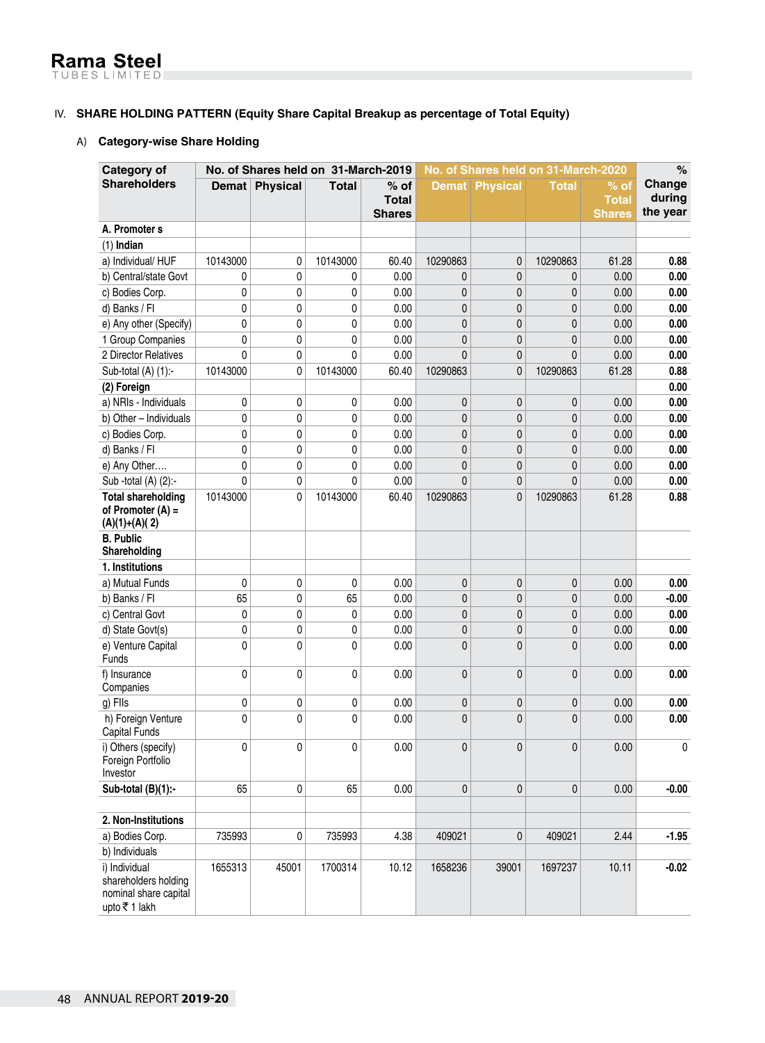Rama Steel TUBES LIMITED

## IV. SHARE HOLDING PATTERN (Equity Share Capital Breakup as percentage of Total Equity)

### A) Category-wise Share Holding

| Category of Shareholders | No. of Shares held on 31-March-2019 | | | | No. of Shares held on 31-March-2020 | | | | % Change during the year |
|---|---|---|---|---|---|---|---|---|---|
| | Demat | Physical | Total | % of Total Shares | Demat | Physical | Total | % of Total Shares | |
| **A. Promoter s** | | | | | | | | | |
| (1) **Indian** | | | | | | | | | |
| a) Individual/ HUF | 10143000 | 0 | 10143000 | 60.40 | 10290863 | 0 | 10290863 | 61.28 | **0.88** |
| b) Central/state Govt | 0 | 0 | 0 | 0.00 | 0 | 0 | 0 | 0.00 | **0.00** |
| c) Bodies Corp. | 0 | 0 | 0 | 0.00 | 0 | 0 | 0 | 0.00 | **0.00** |
| d) Banks / FI | 0 | 0 | 0 | 0.00 | 0 | 0 | 0 | 0.00 | **0.00** |
| e) Any other (Specify) | 0 | 0 | 0 | 0.00 | 0 | 0 | 0 | 0.00 | **0.00** |
| 1 Group Companies | 0 | 0 | 0 | 0.00 | 0 | 0 | 0 | 0.00 | **0.00** |
| 2 Director Relatives | 0 | 0 | 0 | 0.00 | 0 | 0 | 0 | 0.00 | **0.00** |
| Sub-total (A) (1):- | 10143000 | 0 | 10143000 | 60.40 | 10290863 | 0 | 10290863 | 61.28 | **0.88** |
| **(2) Foreign** | | | | | | | | | **0.00** |
| a) NRIs - Individuals | 0 | 0 | 0 | 0.00 | 0 | 0 | 0 | 0.00 | **0.00** |
| b) Other – Individuals | 0 | 0 | 0 | 0.00 | 0 | 0 | 0 | 0.00 | **0.00** |
| c) Bodies Corp. | 0 | 0 | 0 | 0.00 | 0 | 0 | 0 | 0.00 | **0.00** |
| d) Banks / FI | 0 | 0 | 0 | 0.00 | 0 | 0 | 0 | 0.00 | **0.00** |
| e) Any Other…. | 0 | 0 | 0 | 0.00 | 0 | 0 | 0 | 0.00 | **0.00** |
| Sub -total (A) (2):- | 0 | 0 | 0 | 0.00 | 0 | 0 | 0 | 0.00 | **0.00** |
| **Total shareholding of Promoter (A) = (A)(1)+(A)( 2)** | 10143000 | 0 | 10143000 | 60.40 | 10290863 | 0 | 10290863 | 61.28 | **0.88** |
| **B. Public Shareholding** | | | | | | | | | |
| **1. Institutions** | | | | | | | | | |
| a) Mutual Funds | 0 | 0 | 0 | 0.00 | 0 | 0 | 0 | 0.00 | **0.00** |
| b) Banks / FI | 65 | 0 | 65 | 0.00 | 0 | 0 | 0 | 0.00 | **-0.00** |
| c) Central Govt | 0 | 0 | 0 | 0.00 | 0 | 0 | 0 | 0.00 | **0.00** |
| d) State Govt(s) | 0 | 0 | 0 | 0.00 | 0 | 0 | 0 | 0.00 | **0.00** |
| e) Venture Capital Funds | 0 | 0 | 0 | 0.00 | 0 | 0 | 0 | 0.00 | **0.00** |
| f) Insurance Companies | 0 | 0 | 0 | 0.00 | 0 | 0 | 0 | 0.00 | **0.00** |
| g) FIIs | 0 | 0 | 0 | 0.00 | 0 | 0 | 0 | 0.00 | **0.00** |
| h) Foreign Venture Capital Funds | 0 | 0 | 0 | 0.00 | 0 | 0 | 0 | 0.00 | **0.00** |
| i) Others (specify) Foreign Portfolio Investor | 0 | 0 | 0 | 0.00 | 0 | 0 | 0 | 0.00 | 0 |
| **Sub-total (B)(1):-** | 65 | 0 | 65 | 0.00 | 0 | 0 | 0 | 0.00 | **-0.00** |
| | | | | | | | | | |
| **2. Non-Institutions** | | | | | | | | | |
| a) Bodies Corp. | 735993 | 0 | 735993 | 4.38 | 409021 | 0 | 409021 | 2.44 | **-1.95** |
| b) Individuals | | | | | | | | | |
| i) Individual shareholders holding nominal share capital upto ₹ 1 lakh | 1655313 | 45001 | 1700314 | 10.12 | 1658236 | 39001 | 1697237 | 10.11 | **-0.02** |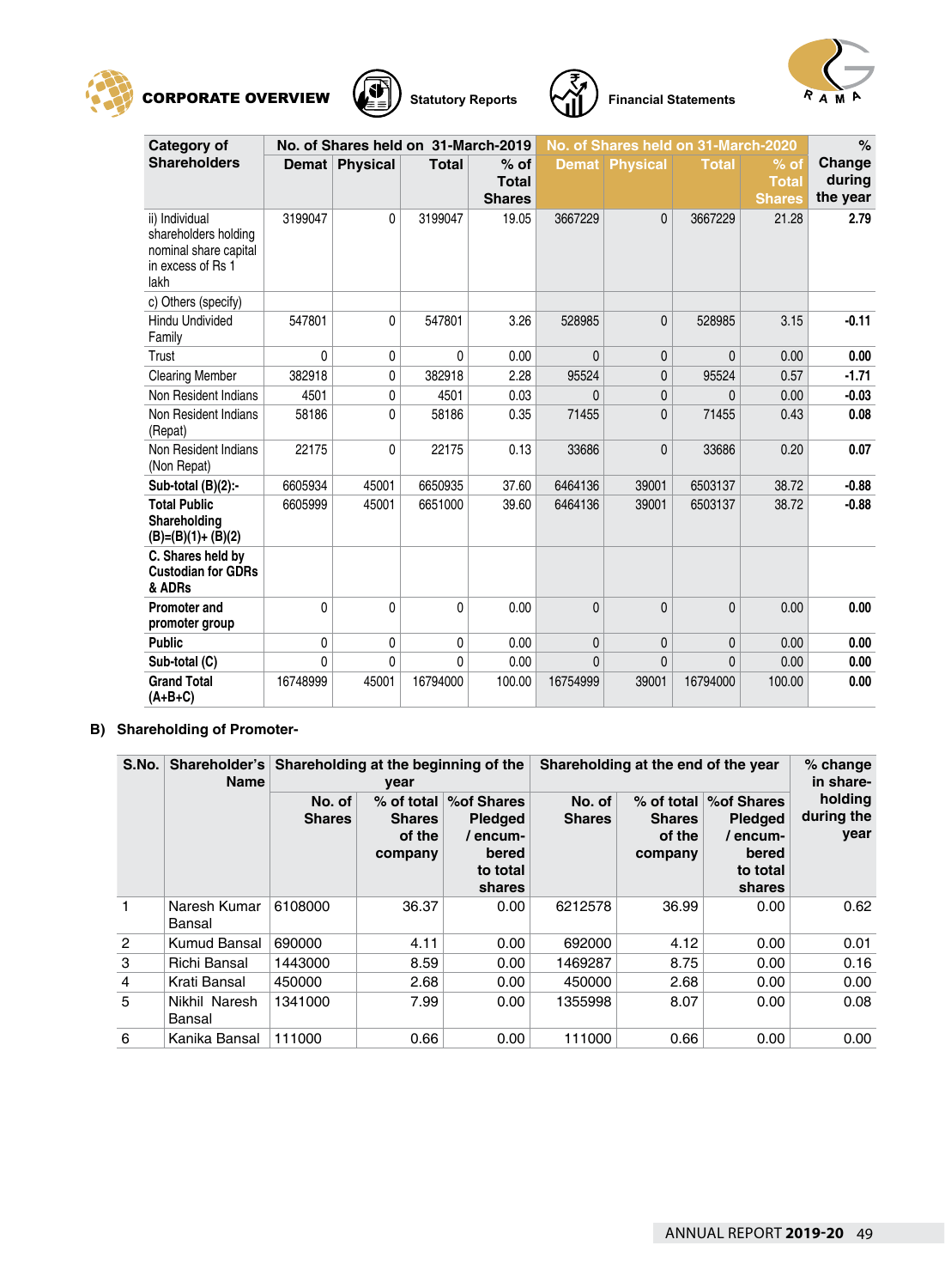| Category of Shareholders | No. of Shares held on 31-March-2019 | | | | No. of Shares held on 31-March-2020 | | | | % Change during the year |
|---|---|---|---|---|---|---|---|---|---|
| | Demat | Physical | Total | % of Total Shares | Demat | Physical | Total | % of Total Shares | |
| ii) Individual shareholders holding nominal share capital in excess of Rs 1 lakh | 3199047 | 0 | 3199047 | 19.05 | 3667229 | 0 | 3667229 | 21.28 | **2.79** |
| c) Others (specify) | | | | | | | | | |
| Hindu Undivided Family | 547801 | 0 | 547801 | 3.26 | 528985 | 0 | 528985 | 3.15 | **-0.11** |
| Trust | 0 | 0 | 0 | 0.00 | 0 | 0 | 0 | 0.00 | **0.00** |
| Clearing Member | 382918 | 0 | 382918 | 2.28 | 95524 | 0 | 95524 | 0.57 | **-1.71** |
| Non Resident Indians | 4501 | 0 | 4501 | 0.03 | 0 | 0 | 0 | 0.00 | **-0.03** |
| Non Resident Indians (Repat) | 58186 | 0 | 58186 | 0.35 | 71455 | 0 | 71455 | 0.43 | **0.08** |
| Non Resident Indians (Non Repat) | 22175 | 0 | 22175 | 0.13 | 33686 | 0 | 33686 | 0.20 | **0.07** |
| **Sub-total (B)(2):-** | 6605934 | 45001 | 6650935 | 37.60 | 6464136 | 39001 | 6503137 | 38.72 | **-0.88** |
| **Total Public Shareholding (B)=(B)(1)+ (B)(2)** | 6605999 | 45001 | 6651000 | 39.60 | 6464136 | 39001 | 6503137 | 38.72 | **-0.88** |
| **C. Shares held by Custodian for GDRs & ADRs** | | | | | | | | | |
| **Promoter and promoter group** | 0 | 0 | 0 | 0.00 | 0 | 0 | 0 | 0.00 | **0.00** |
| **Public** | 0 | 0 | 0 | 0.00 | 0 | 0 | 0 | 0.00 | **0.00** |
| **Sub-total (C)** | 0 | 0 | 0 | 0.00 | 0 | 0 | 0 | 0.00 | **0.00** |
| **Grand Total (A+B+C)** | 16748999 | 45001 | 16794000 | 100.00 | 16754999 | 39001 | 16794000 | 100.00 | **0.00** |

## B) Shareholding of Promoter-

| S.No. | Shareholder's Name | Shareholding at the beginning of the year | | | Shareholding at the end of the year | | | % change in share-holding during the year |
|---|---|---|---|---|---|---|---|---|
| | | No. of Shares | % of total Shares of the company | %of Shares Pledged / encum-bered to total shares | No. of Shares | % of total Shares of the company | %of Shares Pledged / encum-bered to total shares | |
| 1 | Naresh Kumar Bansal | 6108000 | 36.37 | 0.00 | 6212578 | 36.99 | 0.00 | 0.62 |
| 2 | Kumud Bansal | 690000 | 4.11 | 0.00 | 692000 | 4.12 | 0.00 | 0.01 |
| 3 | Richi Bansal | 1443000 | 8.59 | 0.00 | 1469287 | 8.75 | 0.00 | 0.16 |
| 4 | Krati Bansal | 450000 | 2.68 | 0.00 | 450000 | 2.68 | 0.00 | 0.00 |
| 5 | Nikhil Naresh Bansal | 1341000 | 7.99 | 0.00 | 1355998 | 8.07 | 0.00 | 0.08 |
| 6 | Kanika Bansal | 111000 | 0.66 | 0.00 | 111000 | 0.66 | 0.00 | 0.00 |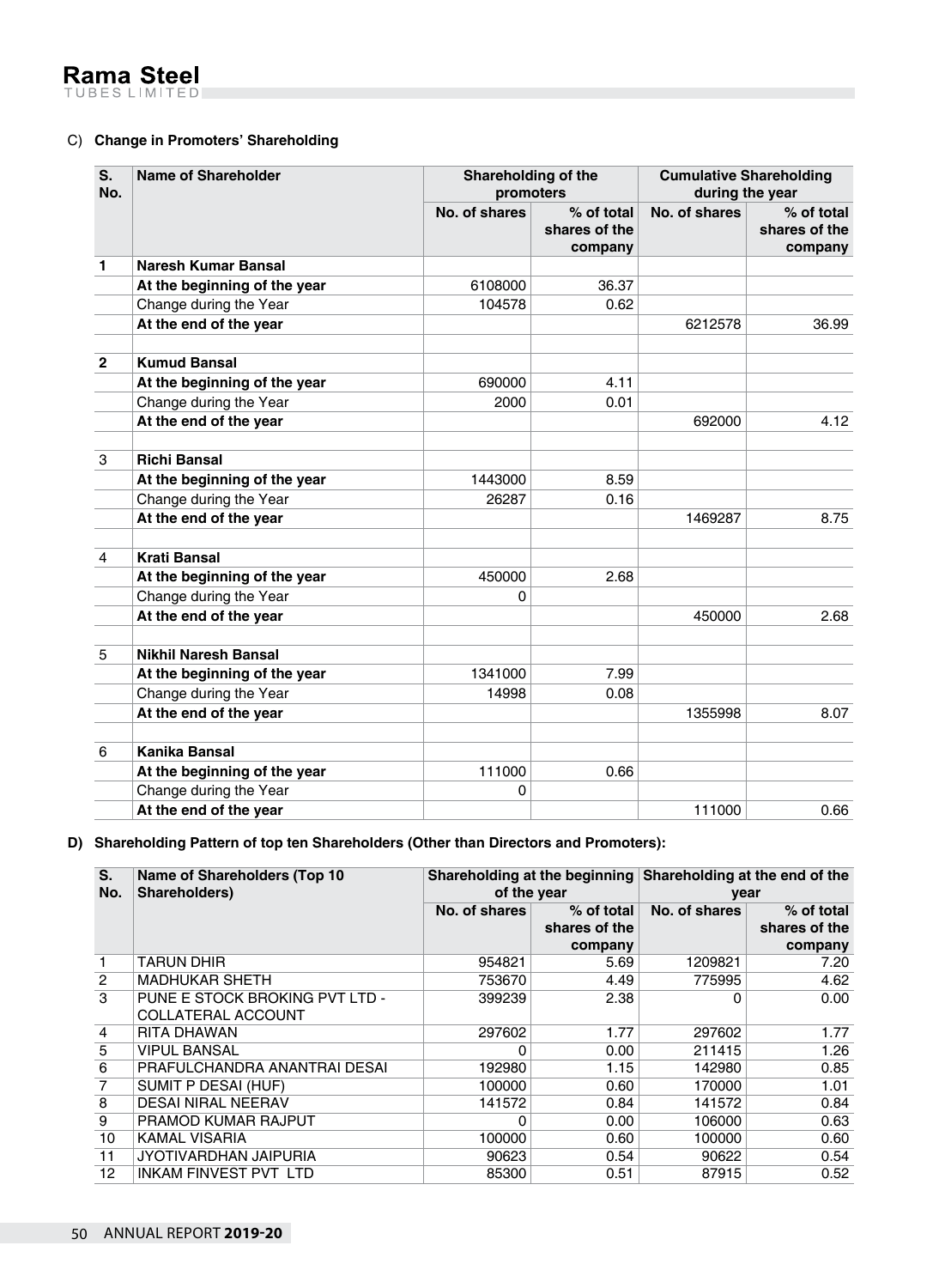C) **Change in Promoters' Shareholding**

| S. No. | Name of Shareholder | Shareholding of the promoters | | Cumulative Shareholding during the year | |
|---|---|---|---|---|---|
| | | No. of shares | % of total shares of the company | No. of shares | % of total shares of the company |
| **1** | **Naresh Kumar Bansal** | | | | |
| | **At the beginning of the year** | 6108000 | 36.37 | | |
| | Change during the Year | 104578 | 0.62 | | |
| | **At the end of the year** | | | 6212578 | 36.99 |
| | | | | | |
| **2** | **Kumud Bansal** | | | | |
| | **At the beginning of the year** | 690000 | 4.11 | | |
| | Change during the Year | 2000 | 0.01 | | |
| | **At the end of the year** | | | 692000 | 4.12 |
| | | | | | |
| 3 | **Richi Bansal** | | | | |
| | **At the beginning of the year** | 1443000 | 8.59 | | |
| | Change during the Year | 26287 | 0.16 | | |
| | **At the end of the year** | | | 1469287 | 8.75 |
| | | | | | |
| 4 | **Krati Bansal** | | | | |
| | **At the beginning of the year** | 450000 | 2.68 | | |
| | Change during the Year | 0 | | | |
| | **At the end of the year** | | | 450000 | 2.68 |
| | | | | | |
| 5 | **Nikhil Naresh Bansal** | | | | |
| | **At the beginning of the year** | 1341000 | 7.99 | | |
| | Change during the Year | 14998 | 0.08 | | |
| | **At the end of the year** | | | 1355998 | 8.07 |
| | | | | | |
| 6 | **Kanika Bansal** | | | | |
| | **At the beginning of the year** | 111000 | 0.66 | | |
| | Change during the Year | 0 | | | |
| | **At the end of the year** | | | 111000 | 0.66 |

**D) Shareholding Pattern of top ten Shareholders (Other than Directors and Promoters):**

| S. No. | Name of Shareholders (Top 10 Shareholders) | Shareholding at the beginning of the year | | Shareholding at the end of the year | |
|---|---|---|---|---|---|
| | | No. of shares | % of total shares of the company | No. of shares | % of total shares of the company |
| 1 | TARUN DHIR | 954821 | 5.69 | 1209821 | 7.20 |
| 2 | MADHUKAR SHETH | 753670 | 4.49 | 775995 | 4.62 |
| 3 | PUNE E STOCK BROKING PVT LTD - COLLATERAL ACCOUNT | 399239 | 2.38 | 0 | 0.00 |
| 4 | RITA DHAWAN | 297602 | 1.77 | 297602 | 1.77 |
| 5 | VIPUL BANSAL | 0 | 0.00 | 211415 | 1.26 |
| 6 | PRAFULCHANDRA ANANTRAI DESAI | 192980 | 1.15 | 142980 | 0.85 |
| 7 | SUMIT P DESAI (HUF) | 100000 | 0.60 | 170000 | 1.01 |
| 8 | DESAI NIRAL NEERAV | 141572 | 0.84 | 141572 | 0.84 |
| 9 | PRAMOD KUMAR RAJPUT | 0 | 0.00 | 106000 | 0.63 |
| 10 | KAMAL VISARIA | 100000 | 0.60 | 100000 | 0.60 |
| 11 | JYOTIVARDHAN JAIPURIA | 90623 | 0.54 | 90622 | 0.54 |
| 12 | INKAM FINVEST PVT LTD | 85300 | 0.51 | 87915 | 0.52 |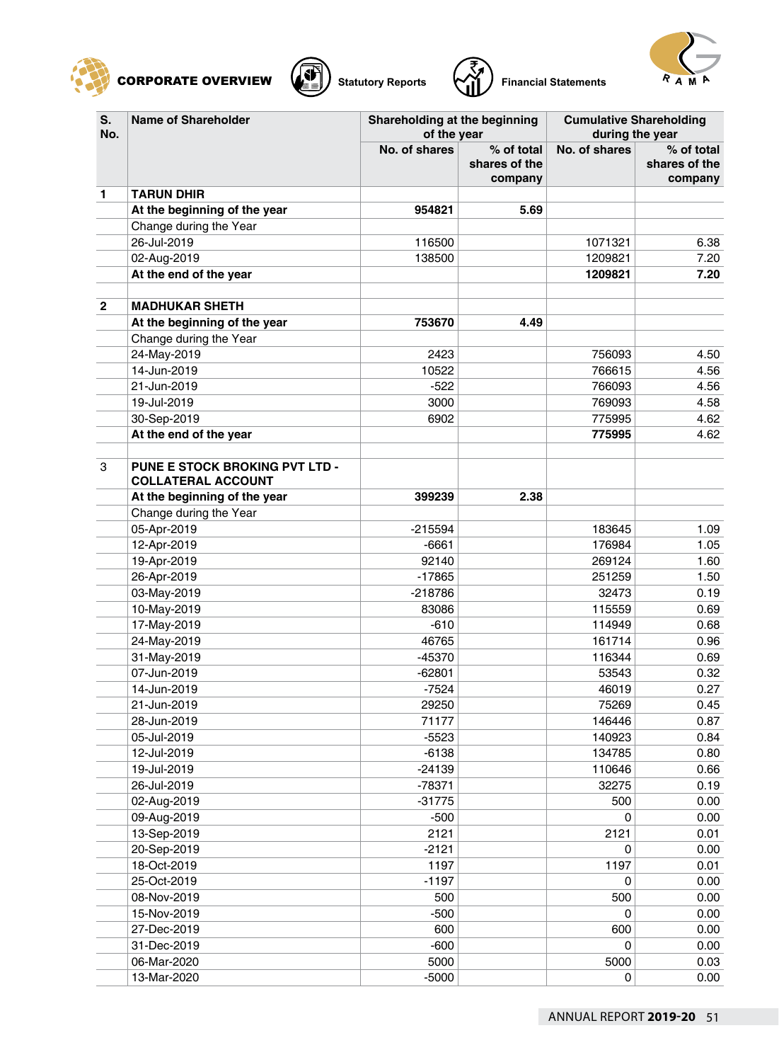| S. No. | Name of Shareholder | Shareholding at the beginning of the year | | Cumulative Shareholding during the year | |
|---|---|---|---|---|---|
| | | No. of shares | % of total shares of the company | No. of shares | % of total shares of the company |
| 1 | **TARUN DHIR** | | | | |
| | **At the beginning of the year** | **954821** | **5.69** | | |
| | Change during the Year | | | | |
| | 26-Jul-2019 | 116500 | | 1071321 | 6.38 |
| | 02-Aug-2019 | 138500 | | 1209821 | 7.20 |
| | **At the end of the year** | | | **1209821** | **7.20** |
| | | | | | |
| 2 | **MADHUKAR SHETH** | | | | |
| | **At the beginning of the year** | **753670** | **4.49** | | |
| | Change during the Year | | | | |
| | 24-May-2019 | 2423 | | 756093 | 4.50 |
| | 14-Jun-2019 | 10522 | | 766615 | 4.56 |
| | 21-Jun-2019 | -522 | | 766093 | 4.56 |
| | 19-Jul-2019 | 3000 | | 769093 | 4.58 |
| | 30-Sep-2019 | 6902 | | 775995 | 4.62 |
| | **At the end of the year** | | | **775995** | 4.62 |
| | | | | | |
| 3 | **PUNE E STOCK BROKING PVT LTD - COLLATERAL ACCOUNT** | | | | |
| | **At the beginning of the year** | **399239** | **2.38** | | |
| | Change during the Year | | | | |
| | 05-Apr-2019 | -215594 | | 183645 | 1.09 |
| | 12-Apr-2019 | -6661 | | 176984 | 1.05 |
| | 19-Apr-2019 | 92140 | | 269124 | 1.60 |
| | 26-Apr-2019 | -17865 | | 251259 | 1.50 |
| | 03-May-2019 | -218786 | | 32473 | 0.19 |
| | 10-May-2019 | 83086 | | 115559 | 0.69 |
| | 17-May-2019 | -610 | | 114949 | 0.68 |
| | 24-May-2019 | 46765 | | 161714 | 0.96 |
| | 31-May-2019 | -45370 | | 116344 | 0.69 |
| | 07-Jun-2019 | -62801 | | 53543 | 0.32 |
| | 14-Jun-2019 | -7524 | | 46019 | 0.27 |
| | 21-Jun-2019 | 29250 | | 75269 | 0.45 |
| | 28-Jun-2019 | 71177 | | 146446 | 0.87 |
| | 05-Jul-2019 | -5523 | | 140923 | 0.84 |
| | 12-Jul-2019 | -6138 | | 134785 | 0.80 |
| | 19-Jul-2019 | -24139 | | 110646 | 0.66 |
| | 26-Jul-2019 | -78371 | | 32275 | 0.19 |
| | 02-Aug-2019 | -31775 | | 500 | 0.00 |
| | 09-Aug-2019 | -500 | | 0 | 0.00 |
| | 13-Sep-2019 | 2121 | | 2121 | 0.01 |
| | 20-Sep-2019 | -2121 | | 0 | 0.00 |
| | 18-Oct-2019 | 1197 | | 1197 | 0.01 |
| | 25-Oct-2019 | -1197 | | 0 | 0.00 |
| | 08-Nov-2019 | 500 | | 500 | 0.00 |
| | 15-Nov-2019 | -500 | | 0 | 0.00 |
| | 27-Dec-2019 | 600 | | 600 | 0.00 |
| | 31-Dec-2019 | -600 | | 0 | 0.00 |
| | 06-Mar-2020 | 5000 | | 5000 | 0.03 |
| | 13-Mar-2020 | -5000 | | 0 | 0.00 |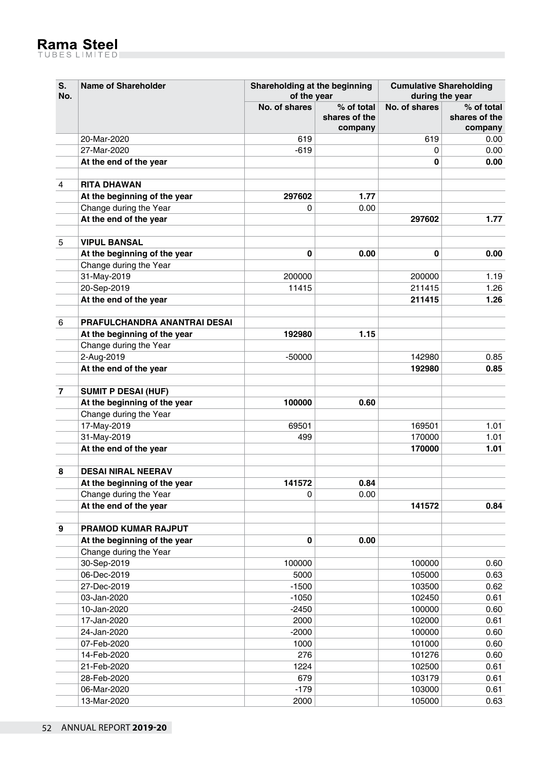| S. No. | Name of Shareholder | Shareholding at the beginning of the year | | Cumulative Shareholding during the year | |
|---|---|---|---|---|---|
| | | No. of shares | % of total shares of the company | No. of shares | % of total shares of the company |
| | 20-Mar-2020 | 619 | | 619 | 0.00 |
| | 27-Mar-2020 | -619 | | 0 | 0.00 |
| | **At the end of the year** | | | **0** | **0.00** |
| | | | | | |
| 4 | **RITA DHAWAN** | | | | |
| | **At the beginning of the year** | **297602** | **1.77** | | |
| | Change during the Year | 0 | 0.00 | | |
| | **At the end of the year** | | | **297602** | **1.77** |
| | | | | | |
| 5 | **VIPUL BANSAL** | | | | |
| | **At the beginning of the year** | **0** | **0.00** | **0** | **0.00** |
| | Change during the Year | | | | |
| | 31-May-2019 | 200000 | | 200000 | 1.19 |
| | 20-Sep-2019 | 11415 | | 211415 | 1.26 |
| | **At the end of the year** | | | **211415** | **1.26** |
| | | | | | |
| 6 | **PRAFULCHANDRA ANANTRAI DESAI** | | | | |
| | **At the beginning of the year** | **192980** | **1.15** | | |
| | Change during the Year | | | | |
| | 2-Aug-2019 | -50000 | | 142980 | 0.85 |
| | **At the end of the year** | | | **192980** | **0.85** |
| | | | | | |
| **7** | **SUMIT P DESAI (HUF)** | | | | |
| | **At the beginning of the year** | **100000** | **0.60** | | |
| | Change during the Year | | | | |
| | 17-May-2019 | 69501 | | 169501 | 1.01 |
| | 31-May-2019 | 499 | | 170000 | 1.01 |
| | **At the end of the year** | | | **170000** | **1.01** |
| | | | | | |
| **8** | **DESAI NIRAL NEERAV** | | | | |
| | **At the beginning of the year** | **141572** | **0.84** | | |
| | Change during the Year | 0 | 0.00 | | |
| | **At the end of the year** | | | **141572** | **0.84** |
| | | | | | |
| **9** | **PRAMOD KUMAR RAJPUT** | | | | |
| | **At the beginning of the year** | **0** | **0.00** | | |
| | Change during the Year | | | | |
| | 30-Sep-2019 | 100000 | | 100000 | 0.60 |
| | 06-Dec-2019 | 5000 | | 105000 | 0.63 |
| | 27-Dec-2019 | -1500 | | 103500 | 0.62 |
| | 03-Jan-2020 | -1050 | | 102450 | 0.61 |
| | 10-Jan-2020 | -2450 | | 100000 | 0.60 |
| | 17-Jan-2020 | 2000 | | 102000 | 0.61 |
| | 24-Jan-2020 | -2000 | | 100000 | 0.60 |
| | 07-Feb-2020 | 1000 | | 101000 | 0.60 |
| | 14-Feb-2020 | 276 | | 101276 | 0.60 |
| | 21-Feb-2020 | 1224 | | 102500 | 0.61 |
| | 28-Feb-2020 | 679 | | 103179 | 0.61 |
| | 06-Mar-2020 | -179 | | 103000 | 0.61 |
| | 13-Mar-2020 | 2000 | | 105000 | 0.63 |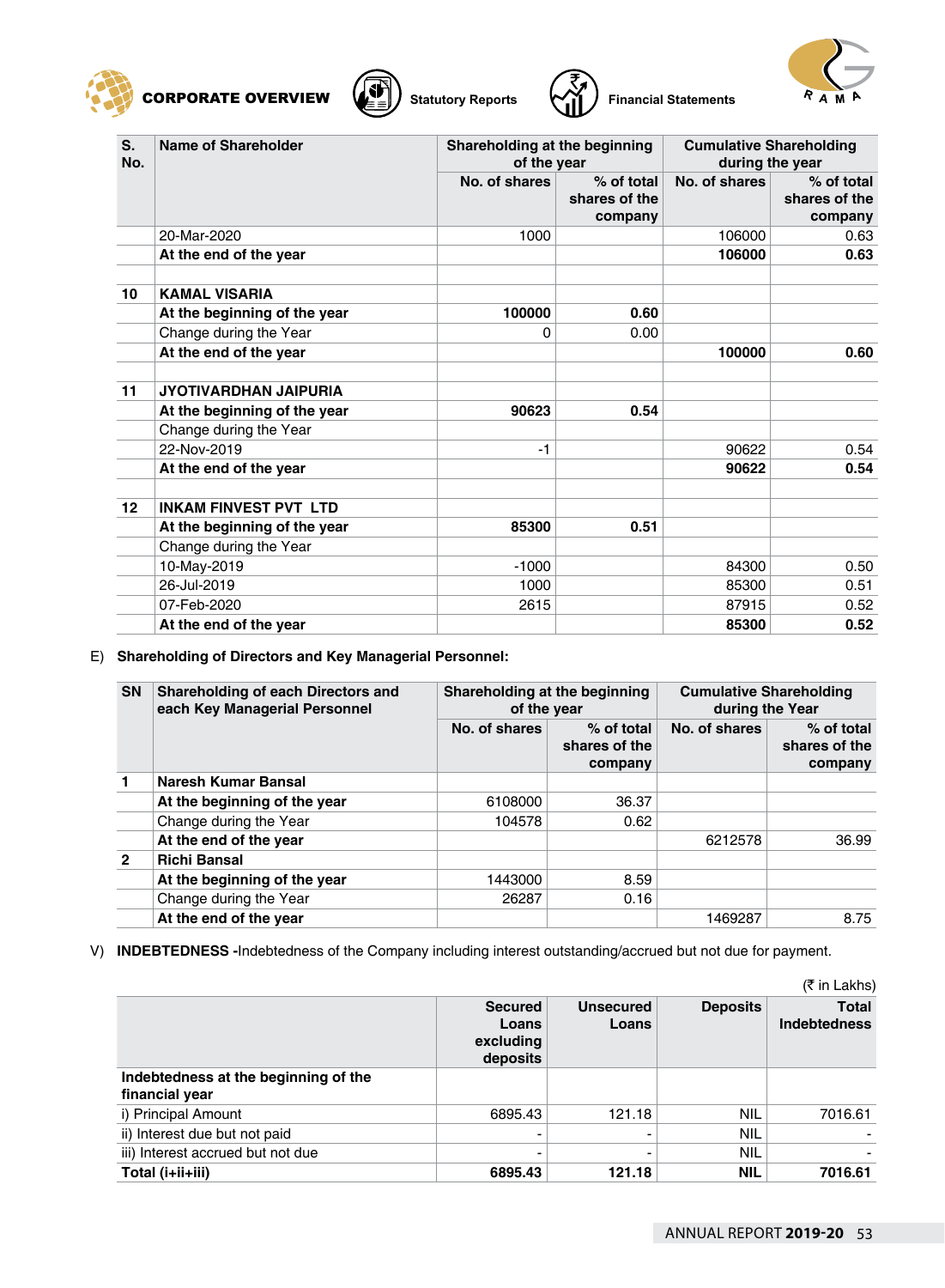| S. No. | Name of Shareholder | Shareholding at the beginning of the year | | Cumulative Shareholding during the year | |
|---|---|---|---|---|---|
| | | No. of shares | % of total shares of the company | No. of shares | % of total shares of the company |
| | 20-Mar-2020 | 1000 | | 106000 | 0.63 |
| | **At the end of the year** | | | **106000** | **0.63** |
| | | | | | |
| **10** | **KAMAL VISARIA** | | | | |
| | **At the beginning of the year** | **100000** | **0.60** | | |
| | Change during the Year | 0 | 0.00 | | |
| | **At the end of the year** | | | **100000** | **0.60** |
| | | | | | |
| **11** | **JYOTIVARDHAN JAIPURIA** | | | | |
| | **At the beginning of the year** | **90623** | **0.54** | | |
| | Change during the Year | | | | |
| | 22-Nov-2019 | -1 | | 90622 | 0.54 |
| | **At the end of the year** | | | **90622** | **0.54** |
| | | | | | |
| **12** | **INKAM FINVEST PVT LTD** | | | | |
| | **At the beginning of the year** | **85300** | **0.51** | | |
| | Change during the Year | | | | |
| | 10-May-2019 | -1000 | | 84300 | 0.50 |
| | 26-Jul-2019 | 1000 | | 85300 | 0.51 |
| | 07-Feb-2020 | 2615 | | 87915 | 0.52 |
| | **At the end of the year** | | | **85300** | **0.52** |

E) **Shareholding of Directors and Key Managerial Personnel:**

| SN | Shareholding of each Directors and each Key Managerial Personnel | Shareholding at the beginning of the year | | Cumulative Shareholding during the Year | |
|---|---|---|---|---|---|
| | | No. of shares | % of total shares of the company | No. of shares | % of total shares of the company |
| **1** | **Naresh Kumar Bansal** | | | | |
| | **At the beginning of the year** | 6108000 | 36.37 | | |
| | Change during the Year | 104578 | 0.62 | | |
| | **At the end of the year** | | | 6212578 | 36.99 |
| **2** | **Richi Bansal** | | | | |
| | **At the beginning of the year** | 1443000 | 8.59 | | |
| | Change during the Year | 26287 | 0.16 | | |
| | **At the end of the year** | | | 1469287 | 8.75 |

V) **INDEBTEDNESS -**Indebtedness of the Company including interest outstanding/accrued but not due for payment.

(₹ in Lakhs)

| | Secured Loans excluding deposits | Unsecured Loans | Deposits | Total Indebtedness |
|---|---|---|---|---|
| **Indebtedness at the beginning of the financial year** | | | | |
| i) Principal Amount | 6895.43 | 121.18 | NIL | 7016.61 |
| ii) Interest due but not paid | - | - | NIL | - |
| iii) Interest accrued but not due | - | - | NIL | - |
| **Total (i+ii+iii)** | **6895.43** | **121.18** | **NIL** | **7016.61** |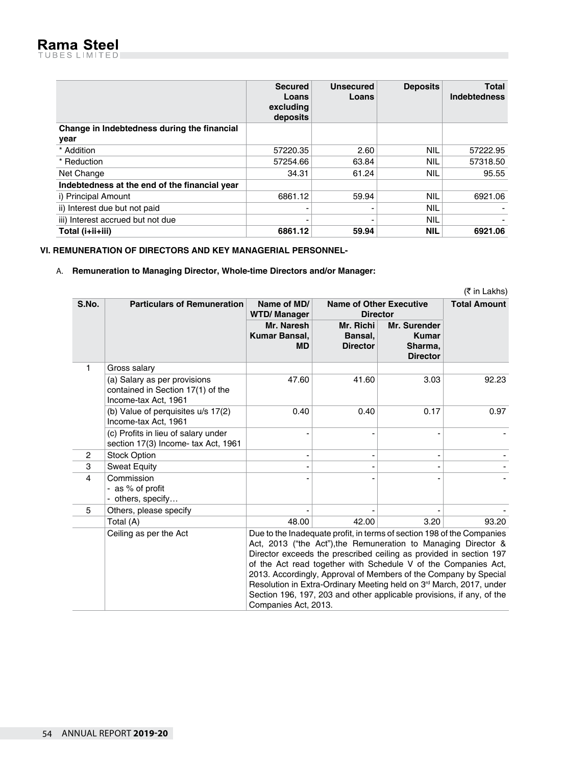| | Secured Loans excluding deposits | Unsecured Loans | Deposits | Total Indebtedness |
|---|---|---|---|---|
| **Change in Indebtedness during the financial year** | | | | |
| * Addition | 57220.35 | 2.60 | NIL | 57222.95 |
| * Reduction | 57254.66 | 63.84 | NIL | 57318.50 |
| Net Change | 34.31 | 61.24 | NIL | 95.55 |
| **Indebtedness at the end of the financial year** | | | | |
| i) Principal Amount | 6861.12 | 59.94 | NIL | 6921.06 |
| ii) Interest due but not paid | - | - | NIL | - |
| iii) Interest accrued but not due | - | - | NIL | - |
| **Total (i+ii+iii)** | **6861.12** | **59.94** | **NIL** | **6921.06** |

### VI. REMUNERATION OF DIRECTORS AND KEY MANAGERIAL PERSONNEL-

A. **Remuneration to Managing Director, Whole-time Directors and/or Manager:**

(₹ in Lakhs)

| S.No. | Particulars of Remuneration | Name of MD/ WTD/ Manager | Name of Other Executive Director | | Total Amount |
|---|---|---|---|---|---|
| | | Mr. Naresh Kumar Bansal, MD | Mr. Richi Bansal, Director | Mr. Surender Kumar Sharma, Director | |
| 1 | Gross salary | | | | |
| | (a) Salary as per provisions contained in Section 17(1) of the Income-tax Act, 1961 | 47.60 | 41.60 | 3.03 | 92.23 |
| | (b) Value of perquisites u/s 17(2) Income-tax Act, 1961 | 0.40 | 0.40 | 0.17 | 0.97 |
| | (c) Profits in lieu of salary under section 17(3) Income- tax Act, 1961 | - | - | - | - |
| 2 | Stock Option | - | - | - | - |
| 3 | Sweat Equity | - | - | - | - |
| 4 | Commission<br>- as % of profit<br>- others, specify… | - | - | - | - |
| 5 | Others, please specify | - | - | - | - |
| | Total (A) | 48.00 | 42.00 | 3.20 | 93.20 |
| | Ceiling as per the Act | Due to the Inadequate profit, in terms of section 198 of the Companies Act, 2013 ("the Act"),the Remuneration to Managing Director & Director exceeds the prescribed ceiling as provided in section 197 of the Act read together with Schedule V of the Companies Act, 2013. Accordingly, Approval of Members of the Company by Special Resolution in Extra-Ordinary Meeting held on 3rd March, 2017, under Section 196, 197, 203 and other applicable provisions, if any, of the Companies Act, 2013. | | | |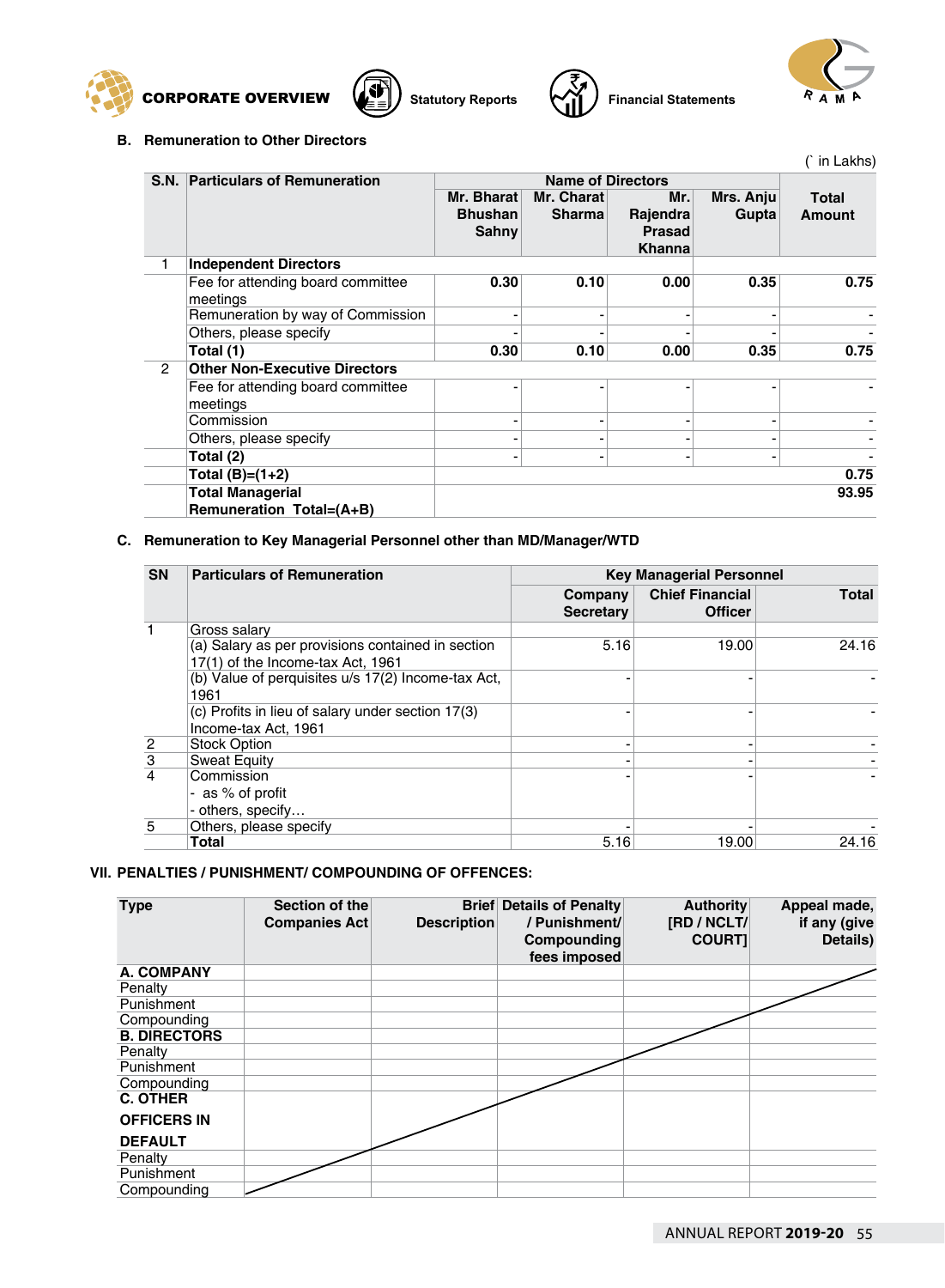### B. Remuneration to Other Directors

(` in Lakhs)

| S.N. | Particulars of Remuneration | Name of Directors | | | | Total Amount |
|---|---|---|---|---|---|---|
| | | Mr. Bharat Bhushan Sahny | Mr. Charat Sharma | Mr. Rajendra Prasad Khanna | Mrs. Anju Gupta | |
| 1 | **Independent Directors** | | | | | |
| | Fee for attending board committee meetings | **0.30** | **0.10** | **0.00** | **0.35** | **0.75** |
| | Remuneration by way of Commission | - | - | - | - | - |
| | Others, please specify | - | - | - | - | - |
| | **Total (1)** | **0.30** | **0.10** | **0.00** | **0.35** | **0.75** |
| 2 | **Other Non-Executive Directors** | | | | | |
| | Fee for attending board committee meetings | - | - | - | - | - |
| | Commission | - | - | - | - | - |
| | Others, please specify | - | - | - | - | - |
| | **Total (2)** | - | - | - | - | - |
| | **Total (B)=(1+2)** | | | | | **0.75** |
| | **Total Managerial Remuneration Total=(A+B)** | | | | | **93.95** |

### C. Remuneration to Key Managerial Personnel other than MD/Manager/WTD

| SN | Particulars of Remuneration | Key Managerial Personnel | | |
|---|---|---|---|---|
| | | Company Secretary | Chief Financial Officer | Total |
| 1 | Gross salary | | | |
| | (a) Salary as per provisions contained in section 17(1) of the Income-tax Act, 1961 | 5.16 | 19.00 | 24.16 |
| | (b) Value of perquisites u/s 17(2) Income-tax Act, 1961 | - | - | - |
| | (c) Profits in lieu of salary under section 17(3) Income-tax Act, 1961 | - | - | - |
| 2 | Stock Option | - | - | - |
| 3 | Sweat Equity | - | - | - |
| 4 | Commission<br>- as % of profit<br>- others, specify… | - | - | - |
| 5 | Others, please specify | - | - | - |
| | **Total** | 5.16 | 19.00 | 24.16 |

### VII. PENALTIES / PUNISHMENT/ COMPOUNDING OF OFFENCES:

| Type | Section of the Companies Act | Brief Description | Details of Penalty / Punishment/ Compounding fees imposed | Authority [RD / NCLT/ COURT] | Appeal made, if any (give Details) |
|---|---|---|---|---|---|
| **A. COMPANY** | | | | | |
| Penalty | | | | | |
| Punishment | | | | | |
| Compounding | | | | | |
| **B. DIRECTORS** | | | | | |
| Penalty | | | | | |
| Punishment | | | | | |
| Compounding | | | | | |
| **C. OTHER OFFICERS IN DEFAULT** | | | | | |
| Penalty | | | | | |
| Punishment | | | | | |
| Compounding | | | | | |